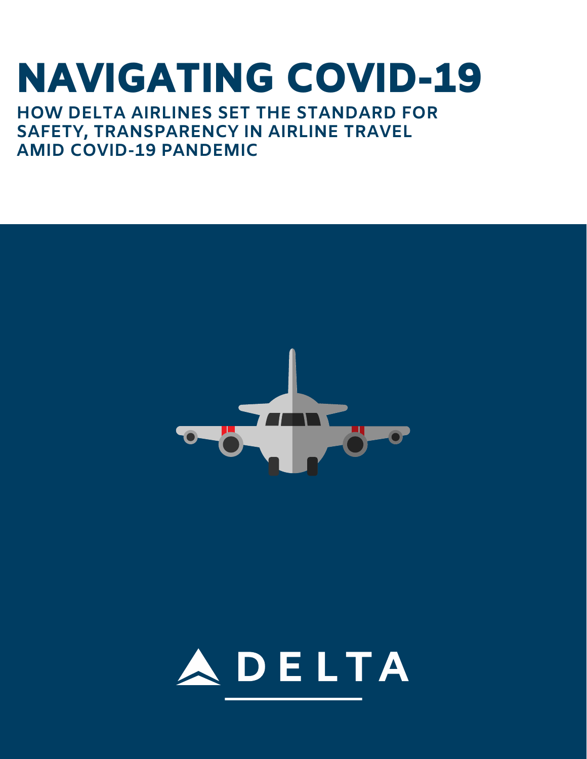# NAVIGATING COVID-19

## HOW DELTA AIRLINES SET THE STANDARD FOR SAFETY, TRANSPARENCY IN AIRLINE TRAVEL AMID COVID-19 PANDEMIC

DELTA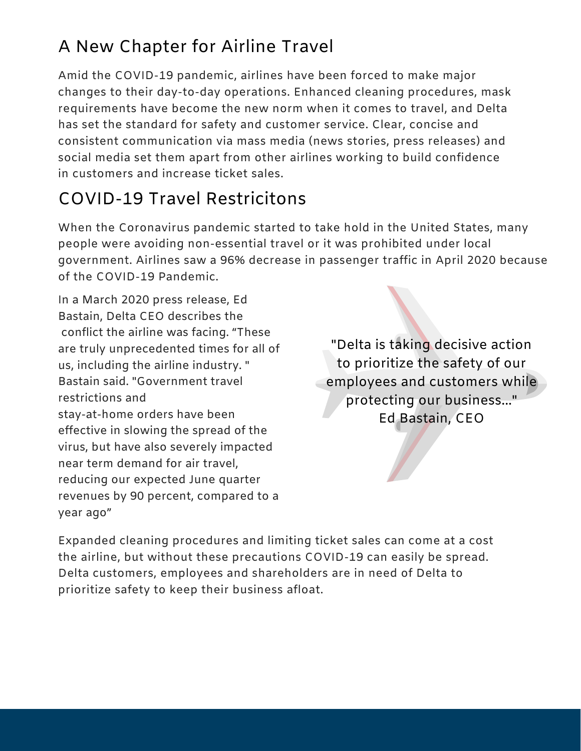## A New Chapter for Airline Travel

Amid the COVID-19 pandemic, airlines have been forced to make major changes to their day-to-day operations. Enhanced cleaning procedures, mask requirements have become the new norm when it comes to travel, and Delta has set the standard for safety and customer service. Clear, concise and consistent communication via mass media (news stories, press releases) and social media set them apart from other airlines working to build confidence in customers and increase ticket sales.

## COVID-19 Travel Restricitons

When the Coronavirus pandemic started to take hold in the United States, many people were avoiding non-essential travel or it was prohibited under local government. Airlines saw a 96% decrease in passenger traffic in April 2020 because of the COVID-19 Pandemic.

In a March 2020 press release, Ed Bastain, Delta CEO describes the conflict the airline was facing. “These are truly unprecedented times for all of us, including the airline industry. " Bastain said. "Government travel restrictions and stay-at-home orders have been effective in slowing the spread of the virus, but have also severely impacted near term demand for air travel, reducing our expected June quarter revenues by 90 percent, compared to a year ago”

"Delta is taking decisive action to prioritize the safety of our employees and customers while protecting our business..."
Ed Bastain, CEO

Expanded cleaning procedures and limiting ticket sales can come at a cost the airline, but without these precautions COVID-19 can easily be spread. Delta customers, employees and shareholders are in need of Delta to prioritize safety to keep their business afloat.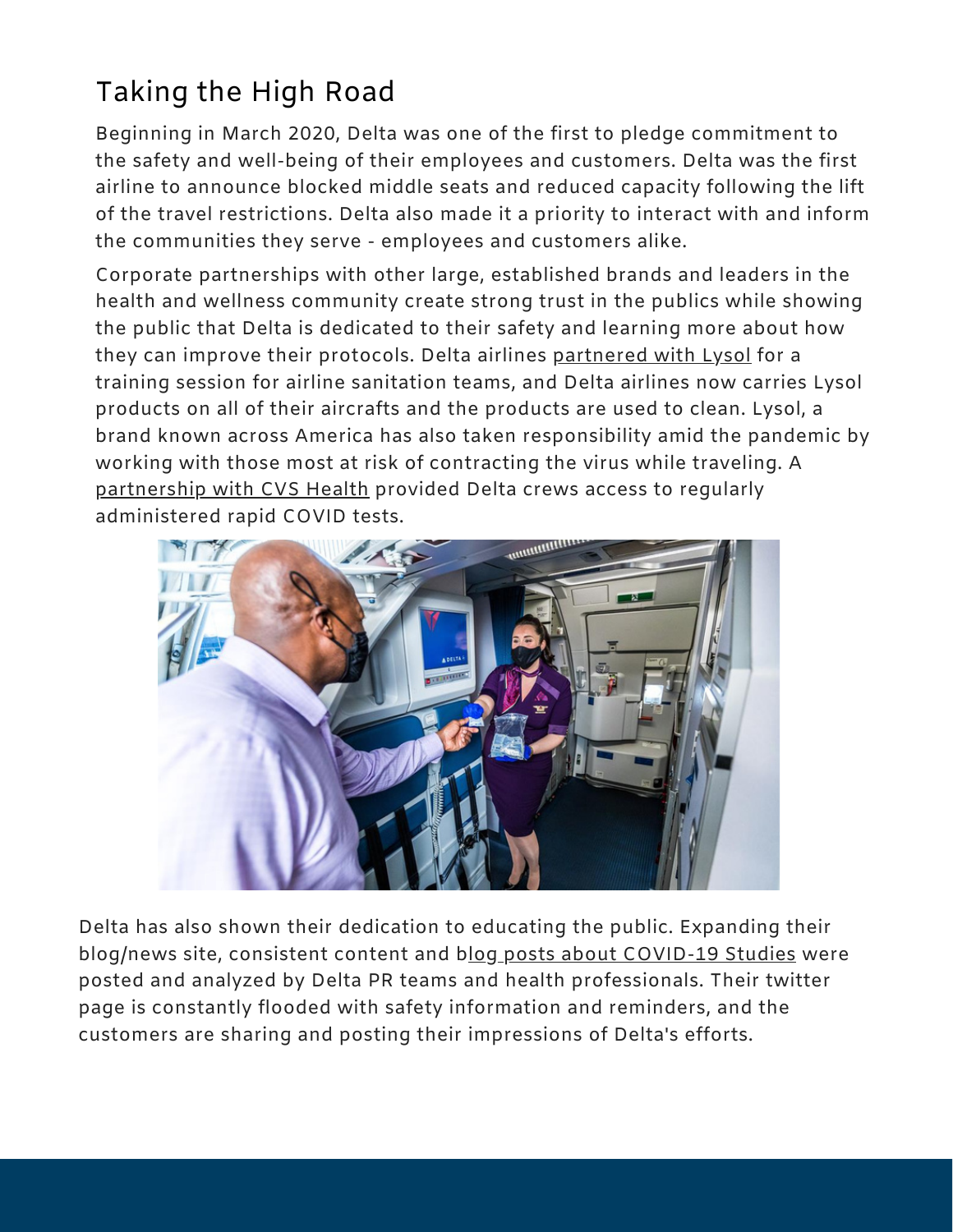## Taking the High Road

Beginning in March 2020, Delta was one of the first to pledge commitment to the safety and well-being of their employees and customers. Delta was the first airline to announce blocked middle seats and reduced capacity following the lift of the travel restrictions. Delta also made it a priority to interact with and inform the communities they serve - employees and customers alike.

Corporate partnerships with other large, established brands and leaders in the health and wellness community create strong trust in the publics while showing the public that Delta is dedicated to their safety and learning more about how they can improve their protocols. Delta airlines partnered with Lysol for a training session for airline sanitation teams, and Delta airlines now carries Lysol products on all of their aircrafts and the products are used to clean. Lysol, a brand known across America has also taken responsibility amid the pandemic by working with those most at risk of contracting the virus while traveling. A partnership with CVS Health provided Delta crews access to regularly administered rapid COVID tests.

Delta has also shown their dedication to educating the public. Expanding their blog/news site, consistent content and blog posts about COVID-19 Studies were posted and analyzed by Delta PR teams and health professionals. Their twitter page is constantly flooded with safety information and reminders, and the customers are sharing and posting their impressions of Delta's efforts.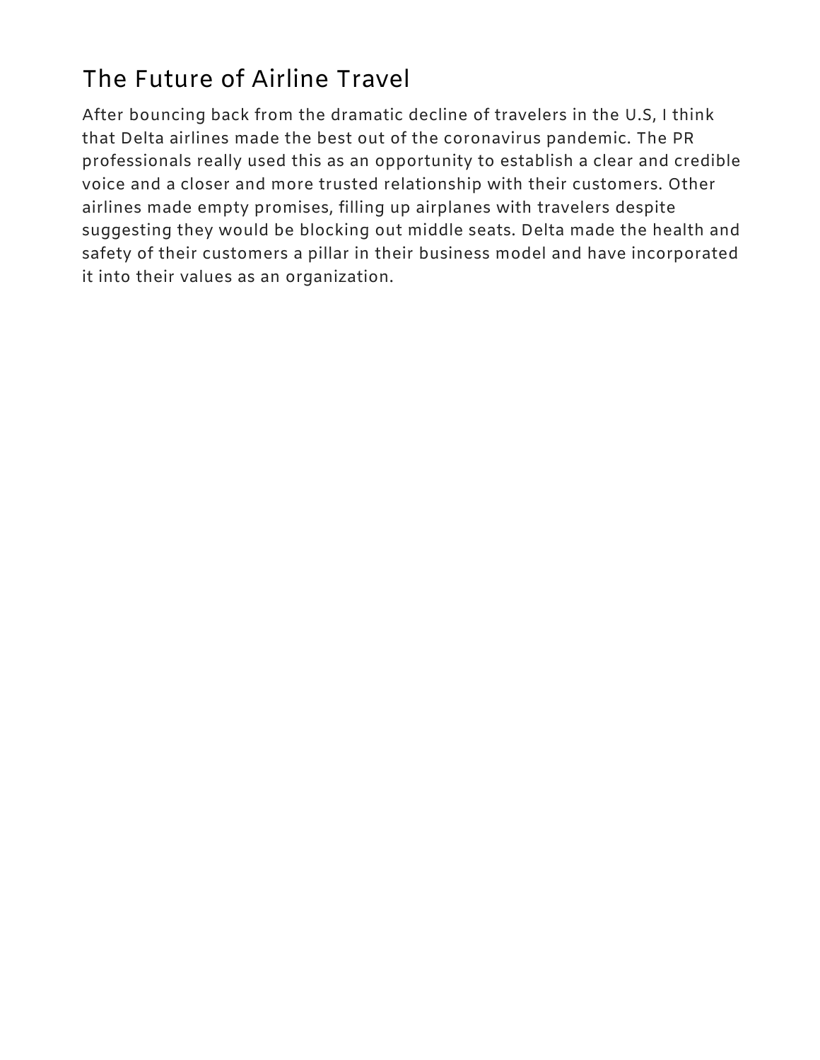## The Future of Airline Travel

After bouncing back from the dramatic decline of travelers in the U.S, I think that Delta airlines made the best out of the coronavirus pandemic. The PR professionals really used this as an opportunity to establish a clear and credible voice and a closer and more trusted relationship with their customers. Other airlines made empty promises, filling up airplanes with travelers despite suggesting they would be blocking out middle seats. Delta made the health and safety of their customers a pillar in their business model and have incorporated it into their values as an organization.